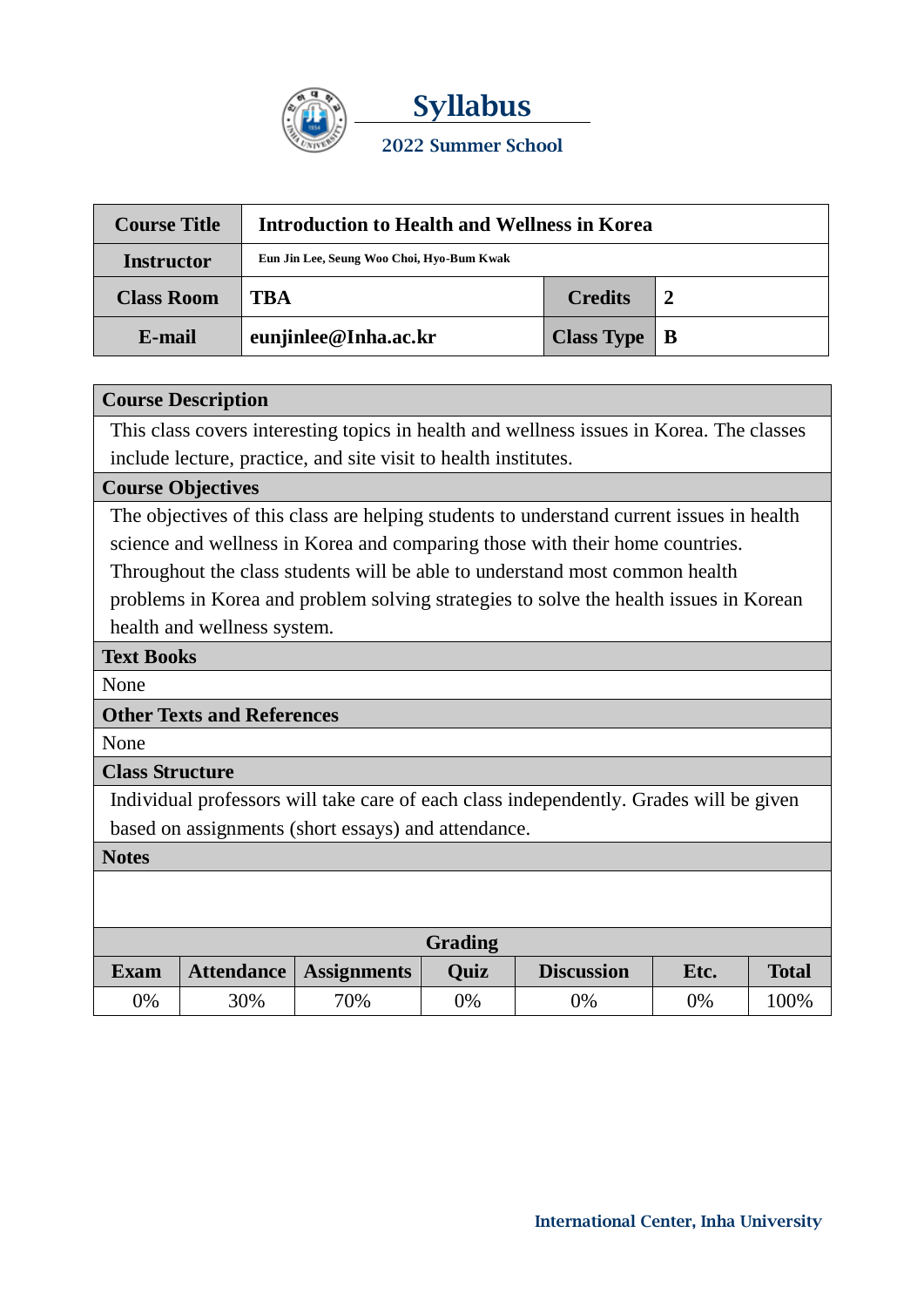# Syllabus

## 2022 Summer School

| Course Title | Introduction to Health and Wellness in Korea | | |
|---|---|---|---|
| Instructor | Eun Jin Lee, Seung Woo Choi, Hyo-Bum Kwak | | |
| Class Room | TBA | Credits | 2 |
| E-mail | eunjinlee@Inha.ac.kr | Class Type | B |

**Course Description**

This class covers interesting topics in health and wellness issues in Korea. The classes include lecture, practice, and site visit to health institutes.

**Course Objectives**

The objectives of this class are helping students to understand current issues in health science and wellness in Korea and comparing those with their home countries. Throughout the class students will be able to understand most common health problems in Korea and problem solving strategies to solve the health issues in Korean health and wellness system.

**Text Books**

None

**Other Texts and References**

None

**Class Structure**

Individual professors will take care of each class independently. Grades will be given based on assignments (short essays) and attendance.

**Notes**

**Grading**

| Exam | Attendance | Assignments | Quiz | Discussion | Etc. | Total |
|---|---|---|---|---|---|---|
| 0% | 30% | 70% | 0% | 0% | 0% | 100% |

International Center, Inha University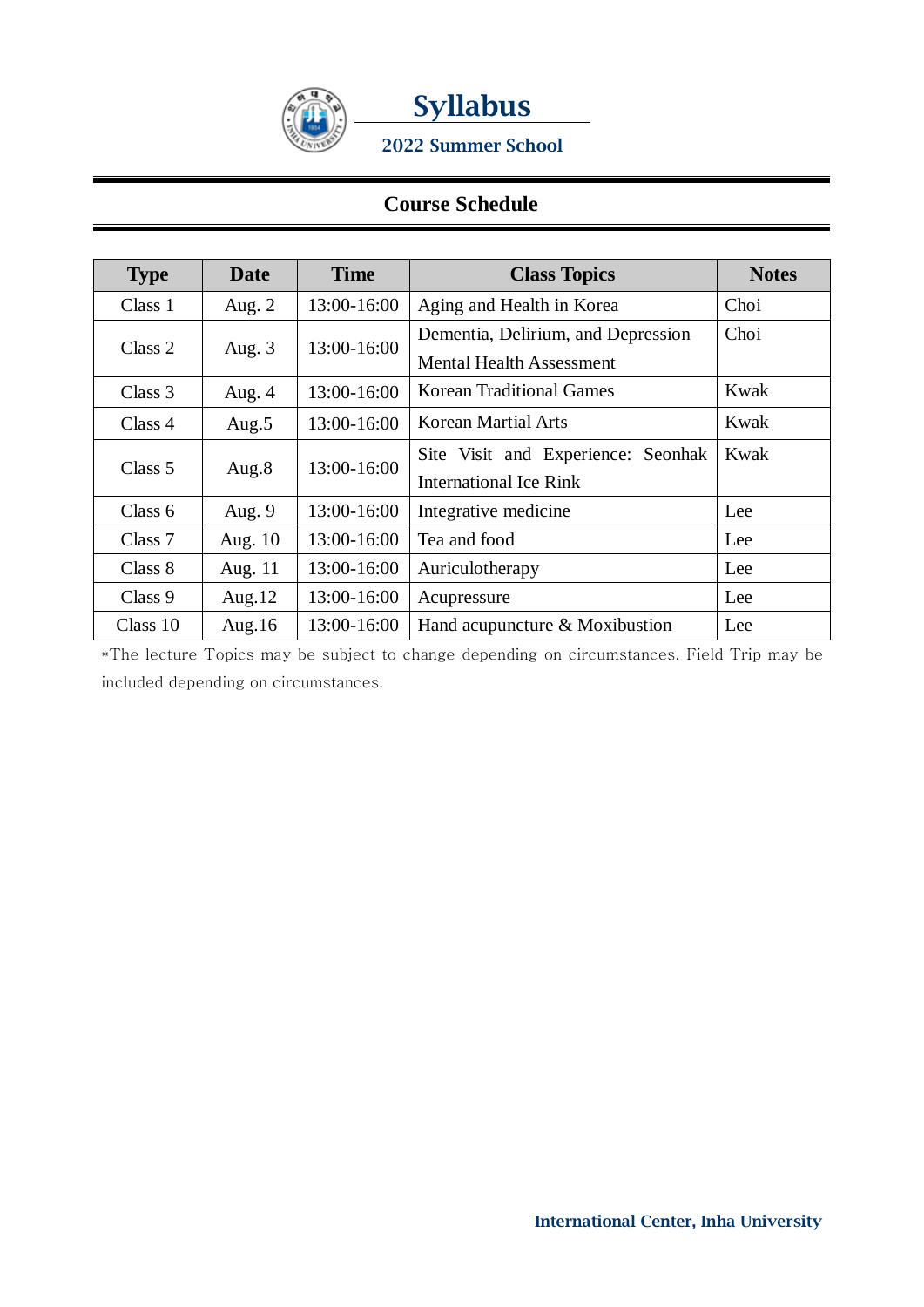# Syllabus

## 2022 Summer School

## Course Schedule

| Type | Date | Time | Class Topics | Notes |
|---|---|---|---|---|
| Class 1 | Aug. 2 | 13:00-16:00 | Aging and Health in Korea | Choi |
| Class 2 | Aug. 3 | 13:00-16:00 | Dementia, Delirium, and Depression Mental Health Assessment | Choi |
| Class 3 | Aug. 4 | 13:00-16:00 | Korean Traditional Games | Kwak |
| Class 4 | Aug.5 | 13:00-16:00 | Korean Martial Arts | Kwak |
| Class 5 | Aug.8 | 13:00-16:00 | Site Visit and Experience: Seonhak International Ice Rink | Kwak |
| Class 6 | Aug. 9 | 13:00-16:00 | Integrative medicine | Lee |
| Class 7 | Aug. 10 | 13:00-16:00 | Tea and food | Lee |
| Class 8 | Aug. 11 | 13:00-16:00 | Auriculotherapy | Lee |
| Class 9 | Aug.12 | 13:00-16:00 | Acupressure | Lee |
| Class 10 | Aug.16 | 13:00-16:00 | Hand acupuncture & Moxibustion | Lee |

*The lecture Topics may be subject to change depending on circumstances. Field Trip may be included depending on circumstances.

International Center, Inha University